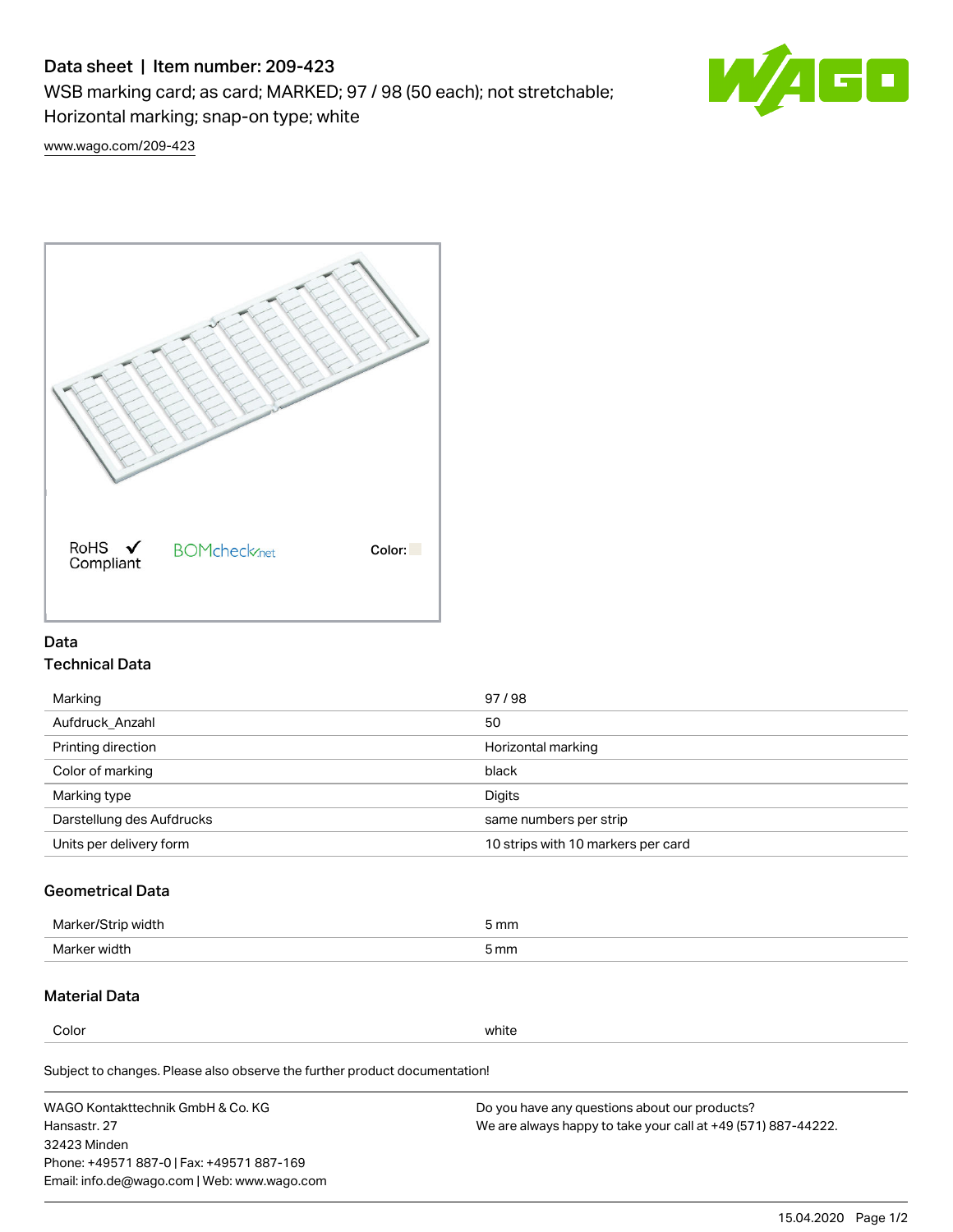# Data sheet | Item number: 209-423

WSB marking card; as card; MARKED; 97 / 98 (50 each); not stretchable; Horizontal marking; snap-on type; white

www.wago.com/209-423

RoHS Compliant ✓ BOMcheck.net Color:

## Data

### Technical Data

| | |
|---|---|
| Marking | 97 / 98 |
| Aufdruck_Anzahl | 50 |
| Printing direction | Horizontal marking |
| Color of marking | black |
| Marking type | Digits |
| Darstellung des Aufdrucks | same numbers per strip |
| Units per delivery form | 10 strips with 10 markers per card |

### Geometrical Data

| | |
|---|---|
| Marker/Strip width | 5 mm |
| Marker width | 5 mm |

### Material Data

| | |
|---|---|
| Color | white |

Subject to changes. Please also observe the further product documentation!

WAGO Kontakttechnik GmbH & Co. KG
Hansastr. 27
32423 Minden
Phone: +49571 887-0 | Fax: +49571 887-169
Email: info.de@wago.com | Web: www.wago.com

Do you have any questions about our products?
We are always happy to take your call at +49 (571) 887-44222.

15.04.2020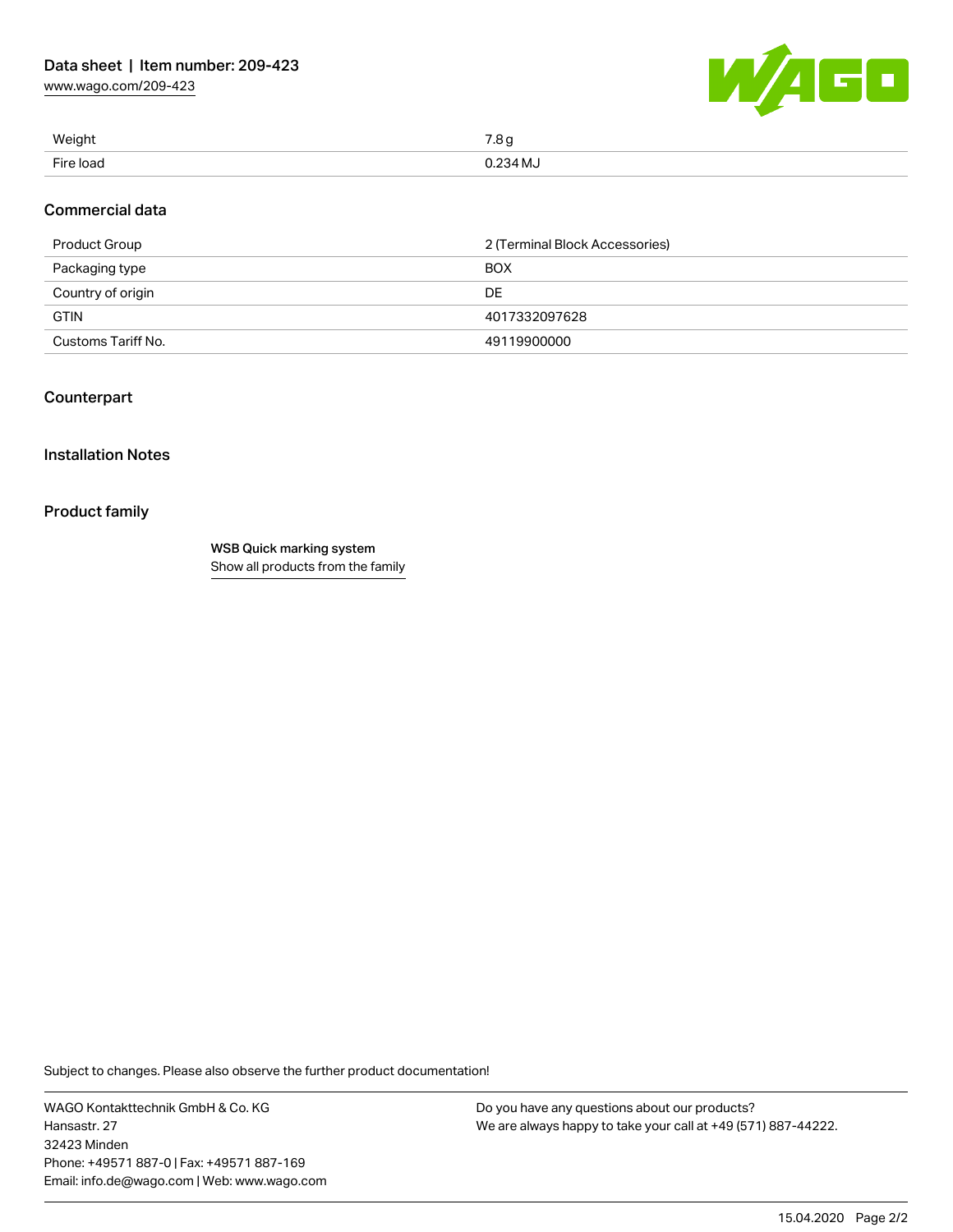| | |
|---|---|
| Weight | 7.8 g |
| Fire load | 0.234 MJ |

## Commercial data

| | |
|---|---|
| Product Group | 2 (Terminal Block Accessories) |
| Packaging type | BOX |
| Country of origin | DE |
| GTIN | 4017332097628 |
| Customs Tariff No. | 49119900000 |

## Counterpart

## Installation Notes

## Product family

**WSB Quick marking system**
Show all products from the family

Subject to changes. Please also observe the further product documentation!

WAGO Kontakttechnik GmbH & Co. KG
Hansastr. 27
32423 Minden
Phone: +49571 887-0 | Fax: +49571 887-169
Email: info.de@wago.com | Web: www.wago.com

Do you have any questions about our products?
We are always happy to take your call at +49 (571) 887-44222.